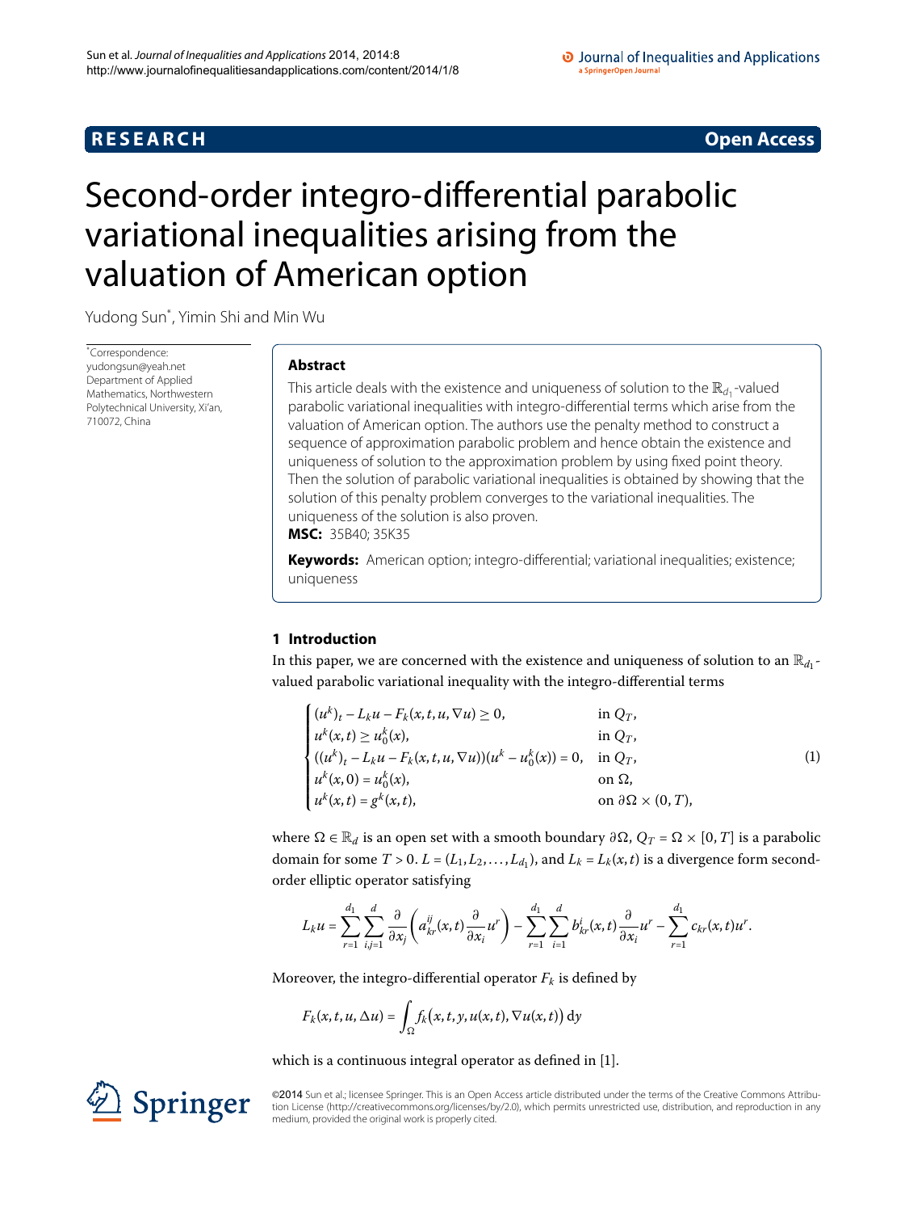# Second-order integro-differential parabolic variational inequalities arising from the valuation of American option

Yudong Sun*, Yimin Shi and Min Wu

*Correspondence: yudongsun@yeah.net
Department of Applied Mathematics, Northwestern Polytechnical University, Xi'an, 710072, China

## Abstract

This article deals with the existence and uniqueness of solution to the $\mathbb{R}_{d_1}$-valued parabolic variational inequalities with integro-differential terms which arise from the valuation of American option. The authors use the penalty method to construct a sequence of approximation parabolic problem and hence obtain the existence and uniqueness of solution to the approximation problem by using fixed point theory. Then the solution of parabolic variational inequalities is obtained by showing that the solution of this penalty problem converges to the variational inequalities. The uniqueness of the solution is also proven.

**MSC:** 35B40; 35K35

**Keywords:** American option; integro-differential; variational inequalities; existence; uniqueness

## 1 Introduction

In this paper, we are concerned with the existence and uniqueness of solution to an $\mathbb{R}_{d_1}$-valued parabolic variational inequality with the integro-differential terms

$$
\begin{cases}
(u^k)_t - L_k u - F_k(x,t,u,\nabla u) \geq 0, & \text{in } Q_T, \\
u^k(x,t) \geq u_0^k(x), & \text{in } Q_T, \\
((u^k)_t - L_k u - F_k(x,t,u,\nabla u))(u^k - u_0^k(x)) = 0, & \text{in } Q_T, \\
u^k(x,0) = u_0^k(x), & \text{on } \Omega, \\
u^k(x,t) = g^k(x,t), & \text{on } \partial\Omega \times (0,T),
\end{cases}
\tag{1}
$$

where $\Omega \in \mathbb{R}_d$ is an open set with a smooth boundary $\partial\Omega$, $Q_T = \Omega \times [0,T]$ is a parabolic domain for some $T > 0$. $L = (L_1, L_2, \ldots, L_{d_1})$, and $L_k = L_k(x,t)$ is a divergence form second-order elliptic operator satisfying

$$
L_k u = \sum_{r=1}^{d_1} \sum_{i,j=1}^{d} \frac{\partial}{\partial x_j}\left(a_{kr}^{ij}(x,t)\frac{\partial}{\partial x_i}u^r\right) - \sum_{r=1}^{d_1}\sum_{i=1}^{d} b_{kr}^{i}(x,t)\frac{\partial}{\partial x_i}u^r - \sum_{r=1}^{d_1} c_{kr}(x,t)u^r.
$$

Moreover, the integro-differential operator $F_k$ is defined by

$$
F_k(x,t,u,\Delta u) = \int_\Omega f_k\big(x,t,y,u(x,t),\nabla u(x,t)\big)\,dy
$$

which is a continuous integral operator as defined in [1].

©2014 Sun et al.; licensee Springer. This is an Open Access article distributed under the terms of the Creative Commons Attribution License (http://creativecommons.org/licenses/by/2.0), which permits unrestricted use, distribution, and reproduction in any medium, provided the original work is properly cited.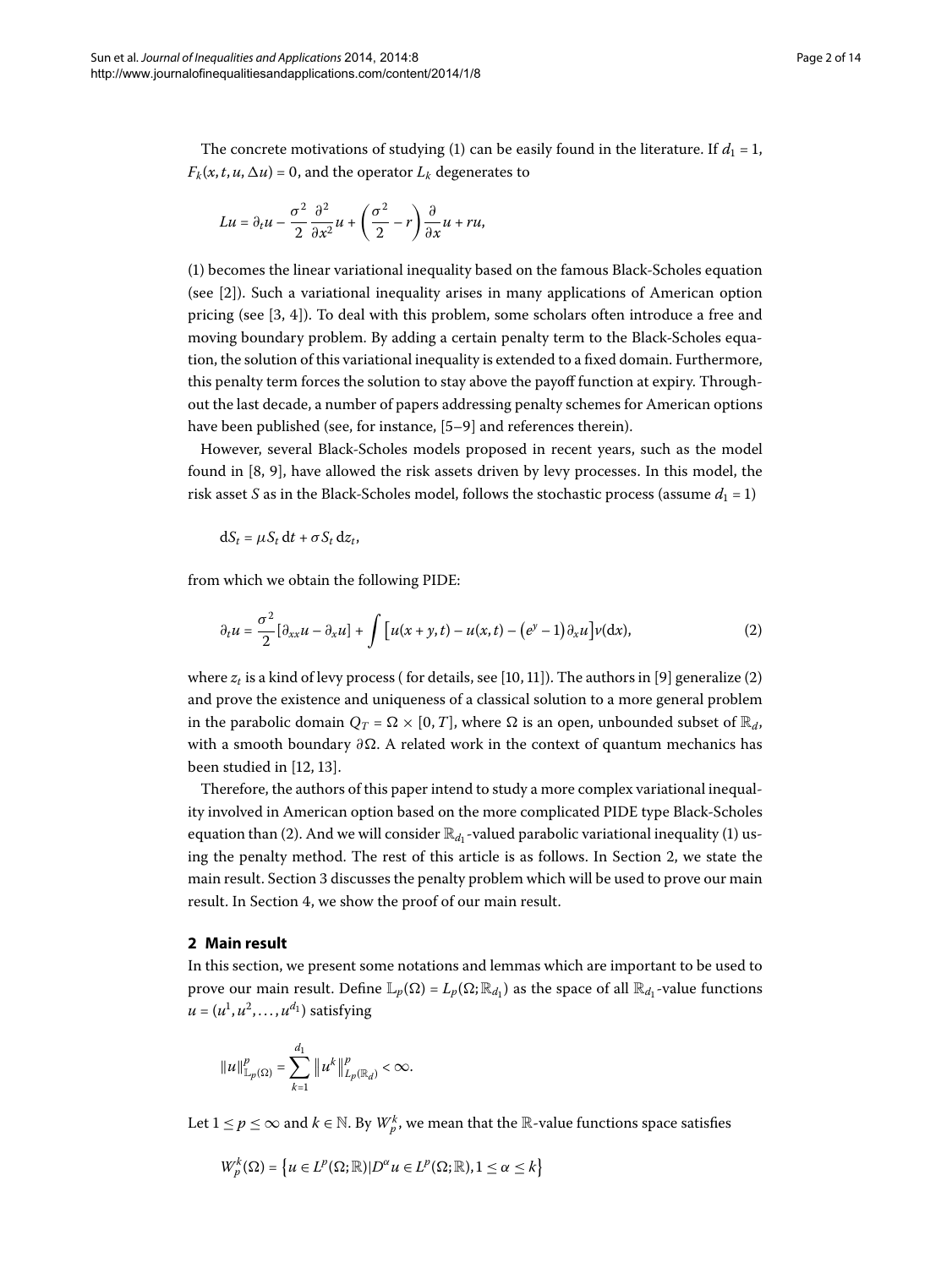The concrete motivations of studying (1) can be easily found in the literature. If $d_1 = 1$, $F_k(x,t,u,\Delta u) = 0$, and the operator $L_k$ degenerates to

$$Lu = \partial_t u - \frac{\sigma^2}{2}\frac{\partial^2}{\partial x^2}u + \left(\frac{\sigma^2}{2} - r\right)\frac{\partial}{\partial x}u + ru,$$

(1) becomes the linear variational inequality based on the famous Black-Scholes equation (see [2]). Such a variational inequality arises in many applications of American option pricing (see [3, 4]). To deal with this problem, some scholars often introduce a free and moving boundary problem. By adding a certain penalty term to the Black-Scholes equation, the solution of this variational inequality is extended to a fixed domain. Furthermore, this penalty term forces the solution to stay above the payoff function at expiry. Throughout the last decade, a number of papers addressing penalty schemes for American options have been published (see, for instance, [5–9] and references therein).

However, several Black-Scholes models proposed in recent years, such as the model found in [8, 9], have allowed the risk assets driven by levy processes. In this model, the risk asset $S$ as in the Black-Scholes model, follows the stochastic process (assume $d_1 = 1$)

$$\mathrm{d}S_t = \mu S_t\,\mathrm{d}t + \sigma S_t\,\mathrm{d}z_t,$$

from which we obtain the following PIDE:

$$\partial_t u = \frac{\sigma^2}{2}[\partial_{xx}u - \partial_x u] + \int \left[u(x+y,t) - u(x,t) - \left(e^y - 1\right)\partial_x u\right]\nu(\mathrm{d}x), \tag{2}$$

where $z_t$ is a kind of levy process ( for details, see [10, 11]). The authors in [9] generalize (2) and prove the existence and uniqueness of a classical solution to a more general problem in the parabolic domain $Q_T = \Omega \times [0,T]$, where $\Omega$ is an open, unbounded subset of $\mathbb{R}_d$, with a smooth boundary $\partial\Omega$. A related work in the context of quantum mechanics has been studied in [12, 13].

Therefore, the authors of this paper intend to study a more complex variational inequality involved in American option based on the more complicated PIDE type Black-Scholes equation than (2). And we will consider $\mathbb{R}_{d_1}$-valued parabolic variational inequality (1) using the penalty method. The rest of this article is as follows. In Section 2, we state the main result. Section 3 discusses the penalty problem which will be used to prove our main result. In Section 4, we show the proof of our main result.

## 2 Main result

In this section, we present some notations and lemmas which are important to be used to prove our main result. Define $\mathbb{L}_p(\Omega) = L_p(\Omega;\mathbb{R}_{d_1})$ as the space of all $\mathbb{R}_{d_1}$-value functions $u = (u^1, u^2, \ldots, u^{d_1})$ satisfying

$$\|u\|^p_{\mathbb{L}_p(\Omega)} = \sum_{k=1}^{d_1} \left\|u^k\right\|^p_{L_p(\mathbb{R}_d)} < \infty.$$

Let $1 \le p \le \infty$ and $k \in \mathbb{N}$. By $W^k_p$, we mean that the $\mathbb{R}$-value functions space satisfies

$$W^k_p(\Omega) = \left\{u \in L^p(\Omega;\mathbb{R}) | D^\alpha u \in L^p(\Omega;\mathbb{R}), 1 \le \alpha \le k\right\}$$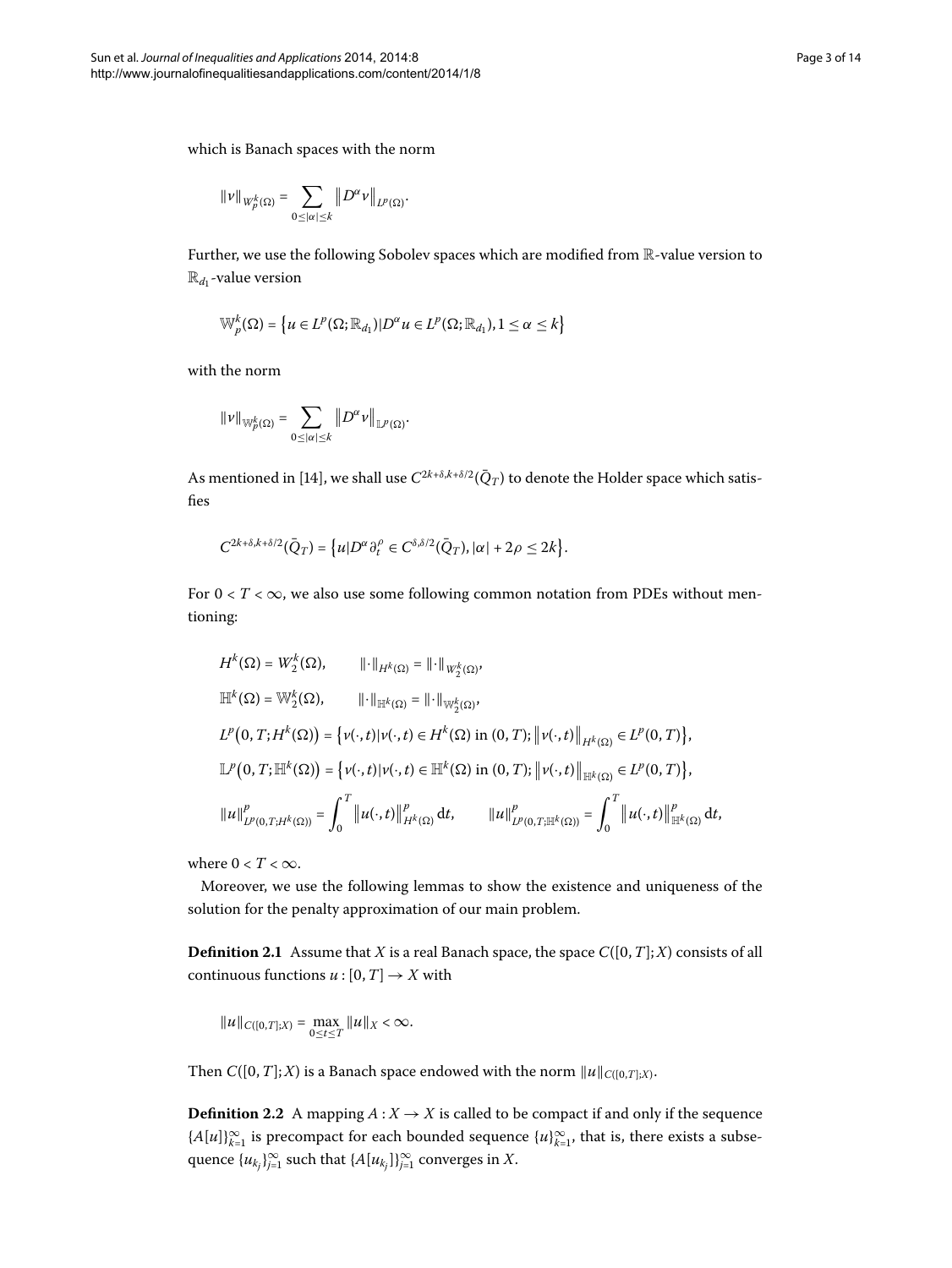which is Banach spaces with the norm

$$\|v\|_{W_p^k(\Omega)} = \sum_{0\le|\alpha|\le k} \|D^\alpha v\|_{L^p(\Omega)}.$$

Further, we use the following Sobolev spaces which are modified from $\mathbb{R}$-value version to $\mathbb{R}_{d_1}$-value version

$$\mathbb{W}_p^k(\Omega) = \{u \in L^p(\Omega;\mathbb{R}_{d_1}) | D^\alpha u \in L^p(\Omega;\mathbb{R}_{d_1}), 1 \le \alpha \le k\}$$

with the norm

$$\|v\|_{\mathbb{W}_p^k(\Omega)} = \sum_{0\le|\alpha|\le k} \|D^\alpha v\|_{\mathbb{L}^p(\Omega)}.$$

As mentioned in [14], we shall use $C^{2k+\delta,k+\delta/2}(\bar{Q}_T)$ to denote the Holder space which satisfies

$$C^{2k+\delta,k+\delta/2}(\bar{Q}_T) = \{u | D^\alpha \partial_t^\rho \in C^{\delta,\delta/2}(\bar{Q}_T), |\alpha| + 2\rho \le 2k\}.$$

For $0 < T < \infty$, we also use some following common notation from PDEs without mentioning:

$$\begin{aligned}
&H^k(\Omega) = W_2^k(\Omega), \qquad \|\cdot\|_{H^k(\Omega)} = \|\cdot\|_{W_2^k(\Omega)},\\
&\mathbb{H}^k(\Omega) = \mathbb{W}_2^k(\Omega), \qquad \|\cdot\|_{\mathbb{H}^k(\Omega)} = \|\cdot\|_{\mathbb{W}_2^k(\Omega)},\\
&L^p(0,T;H^k(\Omega)) = \{v(\cdot,t) | v(\cdot,t) \in H^k(\Omega) \text{ in } (0,T); \|v(\cdot,t)\|_{H^k(\Omega)} \in L^p(0,T)\},\\
&\mathbb{L}^p(0,T;\mathbb{H}^k(\Omega)) = \{v(\cdot,t) | v(\cdot,t) \in \mathbb{H}^k(\Omega) \text{ in } (0,T); \|v(\cdot,t)\|_{\mathbb{H}^k(\Omega)} \in L^p(0,T)\},\\
&\|u\|_{L^p(0,T;H^k(\Omega))}^p = \int_0^T \|u(\cdot,t)\|_{H^k(\Omega)}^p \,\mathrm{d}t, \qquad \|u\|_{\mathbb{L}^p(0,T;\mathbb{H}^k(\Omega))}^p = \int_0^T \|u(\cdot,t)\|_{\mathbb{H}^k(\Omega)}^p \,\mathrm{d}t,
\end{aligned}$$

where $0 < T < \infty$.

Moreover, we use the following lemmas to show the existence and uniqueness of the solution for the penalty approximation of our main problem.

**Definition 2.1** Assume that $X$ is a real Banach space, the space $C([0,T];X)$ consists of all continuous functions $u : [0,T] \to X$ with

$$\|u\|_{C([0,T];X)} = \max_{0\le t\le T} \|u\|_X < \infty.$$

Then $C([0,T];X)$ is a Banach space endowed with the norm $\|u\|_{C([0,T];X)}$.

**Definition 2.2** A mapping $A : X \to X$ is called to be compact if and only if the sequence $\{A[u]\}_{k=1}^\infty$ is precompact for each bounded sequence $\{u\}_{k=1}^\infty$, that is, there exists a subsequence $\{u_{k_j}\}_{j=1}^\infty$ such that $\{A[u_{k_j}]\}_{j=1}^\infty$ converges in $X$.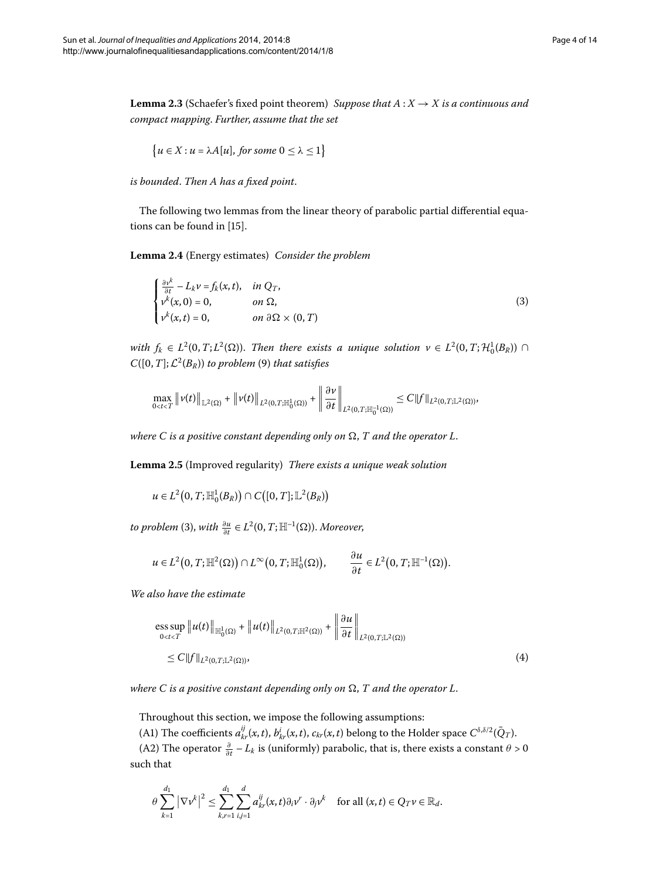**Lemma 2.3** (Schaefer's fixed point theorem) *Suppose that $A : X \to X$ is a continuous and compact mapping. Further, assume that the set*

$$\{u \in X : u = \lambda A[u], \text{ for some } 0 \leq \lambda \leq 1\}$$

*is bounded. Then $A$ has a fixed point.*

The following two lemmas from the linear theory of parabolic partial differential equations can be found in [15].

**Lemma 2.4** (Energy estimates) *Consider the problem*

$$\begin{cases} \frac{\partial v^k}{\partial t} - L_k v = f_k(x,t), & \text{in } Q_T, \\ v^k(x,0) = 0, & \text{on } \Omega, \\ v^k(x,t) = 0, & \text{on } \partial\Omega \times (0,T) \end{cases} \tag{3}$$

*with $f_k \in L^2(0,T; L^2(\Omega))$. Then there exists a unique solution $v \in L^2(0,T; \mathcal{H}_0^1(B_R)) \cap C([0,T]; \mathcal{L}^2(B_R))$ to problem (9) that satisfies*

$$\max_{0<t<T} \|v(t)\|_{\mathbb{L}^2(\Omega)} + \|v(t)\|_{L^2(0,T;\mathbb{H}_0^1(\Omega))} + \left\| \frac{\partial v}{\partial t} \right\|_{L^2(0,T;\mathbb{H}_0^{-1}(\Omega))} \leq C\|f\|_{L^2(0,T;\mathbb{L}^2(\Omega))},$$

*where $C$ is a positive constant depending only on $\Omega$, $T$ and the operator $L$.*

**Lemma 2.5** (Improved regularity) *There exists a unique weak solution*

$$u \in L^2(0,T; \mathbb{H}_0^1(B_R)) \cap C([0,T]; \mathbb{L}^2(B_R))$$

*to problem (3), with $\frac{\partial u}{\partial t} \in L^2(0,T; \mathbb{H}^{-1}(\Omega))$. Moreover,*

$$u \in L^2(0,T; \mathbb{H}^2(\Omega)) \cap L^\infty(0,T; \mathbb{H}_0^1(\Omega)), \qquad \frac{\partial u}{\partial t} \in L^2(0,T; \mathbb{H}^{-1}(\Omega)).$$

*We also have the estimate*

$$\begin{aligned} &\operatorname*{ess\,sup}_{0<t<T} \|u(t)\|_{\mathbb{H}_0^1(\Omega)} + \|u(t)\|_{L^2(0,T;\mathbb{H}^2(\Omega))} + \left\| \frac{\partial u}{\partial t} \right\|_{L^2(0,T;\mathbb{L}^2(\Omega))} \\ &\quad \leq C\|f\|_{L^2(0,T;\mathbb{L}^2(\Omega))}, \end{aligned} \tag{4}$$

*where $C$ is a positive constant depending only on $\Omega$, $T$ and the operator $L$.*

Throughout this section, we impose the following assumptions:

(A1) The coefficients $a_{kr}^{ij}(x,t)$, $b_{kr}^{i}(x,t)$, $c_{kr}(x,t)$ belong to the Holder space $C^{\delta,\delta/2}(\bar{Q}_T)$.

(A2) The operator $\frac{\partial}{\partial t} - L_k$ is (uniformly) parabolic, that is, there exists a constant $\theta > 0$ such that

$$\theta \sum_{k=1}^{d_1} |\nabla v^k|^2 \leq \sum_{k,r=1}^{d_1} \sum_{i,j=1}^{d} a_{kr}^{ij}(x,t) \partial_i v^r \cdot \partial_j v^k \quad \text{for all } (x,t) \in Q_T v \in \mathbb{R}_d.$$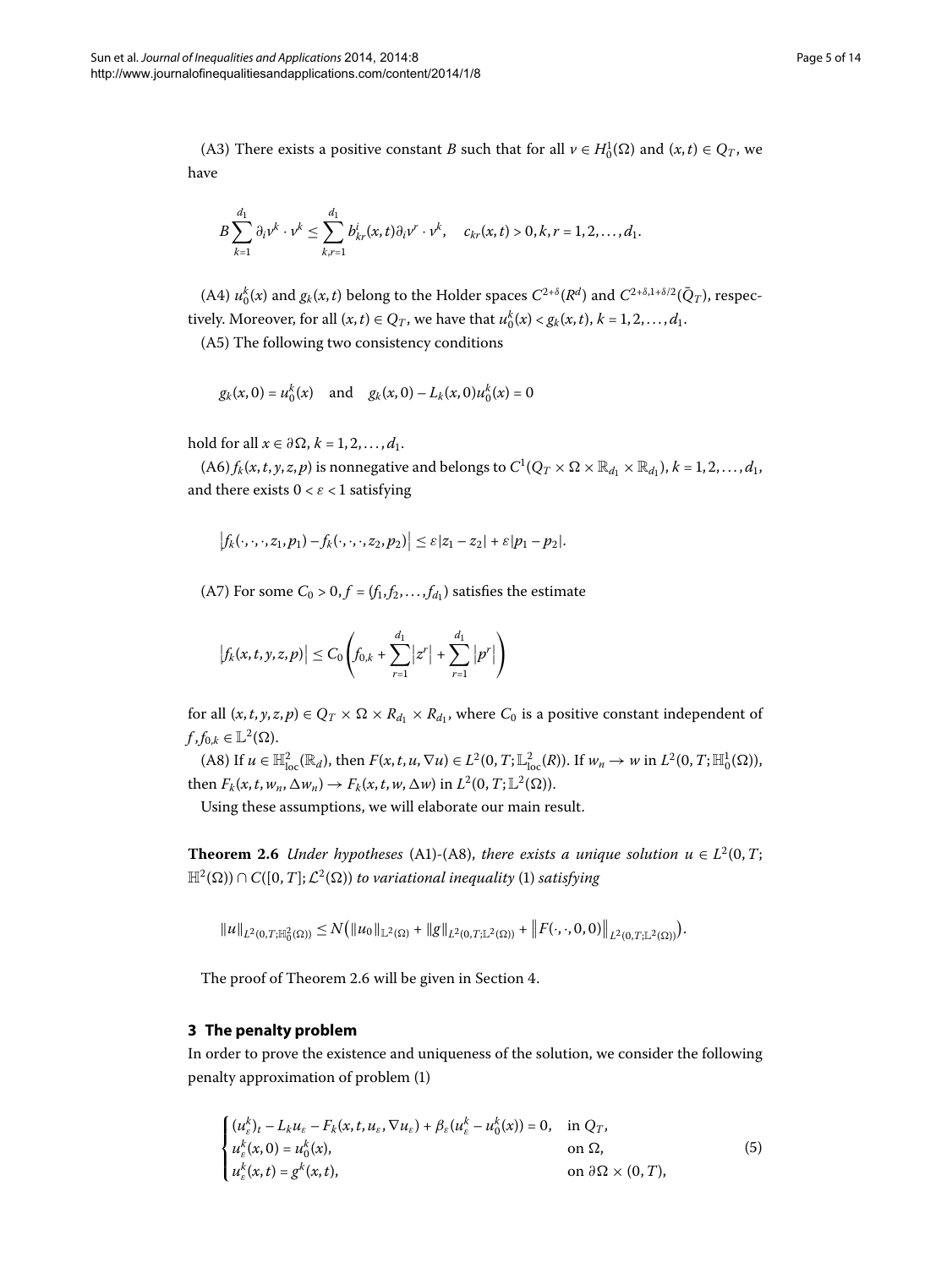(A3) There exists a positive constant $B$ such that for all $v \in H_0^1(\Omega)$ and $(x,t) \in Q_T$, we have

$$B \sum_{k=1}^{d_1} \partial_i v^k \cdot v^k \le \sum_{k,r=1}^{d_1} b_{kr}^i(x,t) \partial_i v^r \cdot v^k, \quad c_{kr}(x,t) > 0, k, r = 1, 2, \ldots, d_1.$$

(A4) $u_0^k(x)$ and $g_k(x,t)$ belong to the Holder spaces $C^{2+\delta}(R^d)$ and $C^{2+\delta,1+\delta/2}(\bar{Q}_T)$, respectively. Moreover, for all $(x,t) \in Q_T$, we have that $u_0^k(x) < g_k(x,t)$, $k = 1, 2, \ldots, d_1$.

(A5) The following two consistency conditions

$$g_k(x,0) = u_0^k(x) \quad \text{and} \quad g_k(x,0) - L_k(x,0)u_0^k(x) = 0$$

hold for all $x \in \partial\Omega$, $k = 1, 2, \ldots, d_1$.

(A6) $f_k(x,t,y,z,p)$ is nonnegative and belongs to $C^1(Q_T \times \Omega \times \mathbb{R}_{d_1} \times \mathbb{R}_{d_1})$, $k = 1, 2, \ldots, d_1$, and there exists $0 < \varepsilon < 1$ satisfying

$$\left| f_k(\cdot,\cdot,\cdot,z_1,p_1) - f_k(\cdot,\cdot,\cdot,z_2,p_2) \right| \le \varepsilon |z_1 - z_2| + \varepsilon |p_1 - p_2|.$$

(A7) For some $C_0 > 0$, $f = (f_1, f_2, \ldots, f_{d_1})$ satisfies the estimate

$$\left| f_k(x,t,y,z,p) \right| \le C_0 \left( f_{0,k} + \sum_{r=1}^{d_1} \left| z^r \right| + \sum_{r=1}^{d_1} \left| p^r \right| \right)$$

for all $(x,t,y,z,p) \in Q_T \times \Omega \times R_{d_1} \times R_{d_1}$, where $C_0$ is a positive constant independent of $f, f_{0,k} \in \mathbb{L}^2(\Omega)$.

(A8) If $u \in \mathbb{H}^2_{\text{loc}}(\mathbb{R}_d)$, then $F(x,t,u,\nabla u) \in L^2(0,T;\mathbb{L}^2_{\text{loc}}(R))$. If $w_n \to w$ in $L^2(0,T;\mathbb{H}^1_0(\Omega))$, then $F_k(x,t,w_n,\Delta w_n) \to F_k(x,t,w,\Delta w)$ in $L^2(0,T;\mathbb{L}^2(\Omega))$.

Using these assumptions, we will elaborate our main result.

**Theorem 2.6** *Under hypotheses* (A1)-(A8), *there exists a unique solution* $u \in L^2(0,T;\mathbb{H}^2(\Omega)) \cap C([0,T];\mathcal{L}^2(\Omega))$ *to variational inequality* (1) *satisfying*

$$\|u\|_{L^2(0,T;\mathbb{H}^2_0(\Omega))} \le N\left( \|u_0\|_{\mathbb{L}^2(\Omega)} + \|g\|_{L^2(0,T;\mathbb{L}^2(\Omega))} + \left\| F(\cdot,\cdot,0,0) \right\|_{L^2(0,T;\mathbb{L}^2(\Omega))} \right).$$

The proof of Theorem 2.6 will be given in Section 4.

## 3 The penalty problem

In order to prove the existence and uniqueness of the solution, we consider the following penalty approximation of problem (1)

$$\begin{cases} (u_\varepsilon^k)_t - L_k u_\varepsilon - F_k(x,t,u_\varepsilon,\nabla u_\varepsilon) + \beta_\varepsilon(u_\varepsilon^k - u_0^k(x)) = 0, & \text{in } Q_T, \\ u_\varepsilon^k(x,0) = u_0^k(x), & \text{on } \Omega, \\ u_\varepsilon^k(x,t) = g^k(x,t), & \text{on } \partial\Omega \times (0,T), \end{cases} \tag{5}$$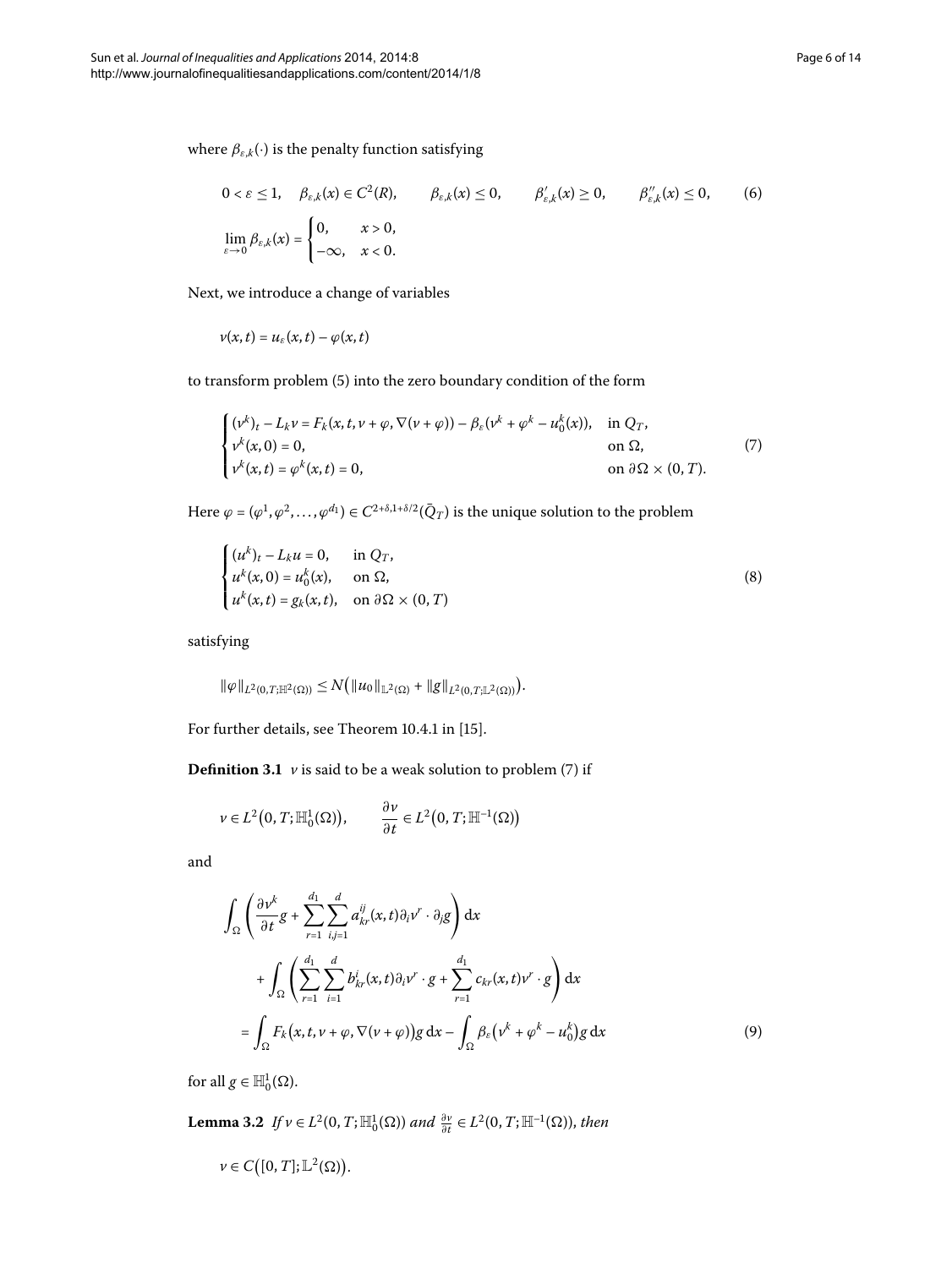where $\beta_{\varepsilon,k}(\cdot)$ is the penalty function satisfying

$$
0 < \varepsilon \leq 1, \quad \beta_{\varepsilon,k}(x) \in C^2(R), \qquad \beta_{\varepsilon,k}(x) \leq 0, \qquad \beta'_{\varepsilon,k}(x) \geq 0, \qquad \beta''_{\varepsilon,k}(x) \leq 0, \tag{6}
$$

$$
\lim_{\varepsilon \to 0} \beta_{\varepsilon,k}(x) = \begin{cases} 0, & x > 0, \\ -\infty, & x < 0. \end{cases}
$$

Next, we introduce a change of variables

$$
v(x,t) = u_\varepsilon(x,t) - \varphi(x,t)
$$

to transform problem (5) into the zero boundary condition of the form

$$
\begin{cases} (v^k)_t - L_k v = F_k(x,t,v+\varphi,\nabla(v+\varphi)) - \beta_\varepsilon(v^k + \varphi^k - u_0^k(x)), & \text{in } Q_T, \\ v^k(x,0) = 0, & \text{on } \Omega, \\ v^k(x,t) = \varphi^k(x,t) = 0, & \text{on } \partial\Omega \times (0,T). \end{cases} \tag{7}
$$

Here $\varphi = (\varphi^1, \varphi^2, \ldots, \varphi^{d_1}) \in C^{2+\delta,1+\delta/2}(\bar{Q}_T)$ is the unique solution to the problem

$$
\begin{cases} (u^k)_t - L_k u = 0, & \text{in } Q_T, \\ u^k(x,0) = u_0^k(x), & \text{on } \Omega, \\ u^k(x,t) = g_k(x,t), & \text{on } \partial\Omega \times (0,T) \end{cases} \tag{8}
$$

satisfying

$$
\|\varphi\|_{L^2(0,T;\mathbb{H}^2(\Omega))} \leq N\big(\|u_0\|_{\mathbb{L}^2(\Omega)} + \|g\|_{L^2(0,T;\mathbb{L}^2(\Omega))}\big).
$$

For further details, see Theorem 10.4.1 in [15].

**Definition 3.1** *$v$ is said to be a weak solution to problem (7) if*

$$
v \in L^2\big(0,T;\mathbb{H}_0^1(\Omega)\big), \qquad \frac{\partial v}{\partial t} \in L^2\big(0,T;\mathbb{H}^{-1}(\Omega)\big)
$$

and

$$
\begin{aligned}
&\int_\Omega \left( \frac{\partial v^k}{\partial t} g + \sum_{r=1}^{d_1} \sum_{i,j=1}^{d} a_{kr}^{ij}(x,t)\partial_i v^r \cdot \partial_j g \right) \mathrm{d}x \\
&\qquad + \int_\Omega \left( \sum_{r=1}^{d_1} \sum_{i=1}^{d} b_{kr}^{i}(x,t)\partial_i v^r \cdot g + \sum_{r=1}^{d_1} c_{kr}(x,t) v^r \cdot g \right) \mathrm{d}x \\
&\quad = \int_\Omega F_k\big(x,t,v+\varphi,\nabla(v+\varphi)\big) g \,\mathrm{d}x - \int_\Omega \beta_\varepsilon\big(v^k + \varphi^k - u_0^k\big) g \,\mathrm{d}x
\end{aligned} \tag{9}
$$

for all $g \in \mathbb{H}_0^1(\Omega)$.

**Lemma 3.2** *If $v \in L^2(0,T;\mathbb{H}_0^1(\Omega))$ and $\frac{\partial v}{\partial t} \in L^2(0,T;\mathbb{H}^{-1}(\Omega))$, then*

$$
v \in C\big([0,T];\mathbb{L}^2(\Omega)\big).
$$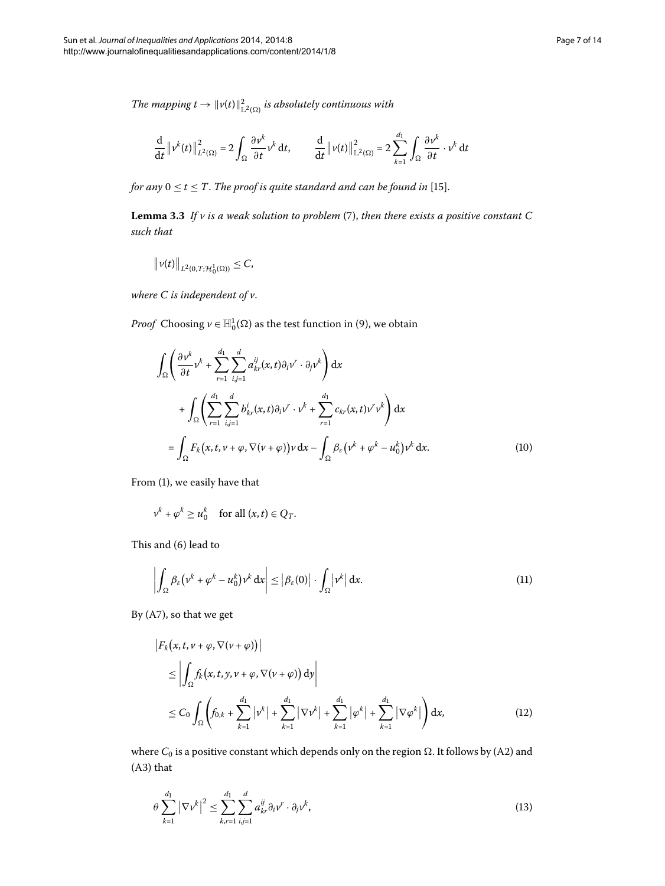*The mapping $t \to \|v(t)\|^2_{\mathbb{L}^2(\Omega)}$ is absolutely continuous with*

$$\frac{\mathrm{d}}{\mathrm{d}t}\left\|v^k(t)\right\|^2_{L^2(\Omega)} = 2\int_\Omega \frac{\partial v^k}{\partial t} v^k \,\mathrm{d}t, \qquad \frac{\mathrm{d}}{\mathrm{d}t}\left\|v(t)\right\|^2_{\mathbb{L}^2(\Omega)} = 2\sum_{k=1}^{d_1}\int_\Omega \frac{\partial v^k}{\partial t}\cdot v^k \,\mathrm{d}t$$

*for any $0 \le t \le T$. The proof is quite standard and can be found in* [15].

**Lemma 3.3** *If $v$ is a weak solution to problem* (7), *then there exists a positive constant $C$ such that*

$$\left\|v(t)\right\|_{L^2(0,T;\mathcal{H}^1_0(\Omega))} \le C,$$

*where $C$ is independent of $v$.*

*Proof* Choosing $v \in \mathbb{H}^1_0(\Omega)$ as the test function in (9), we obtain

$$\begin{aligned}
&\int_\Omega \left(\frac{\partial v^k}{\partial t}v^k + \sum_{r=1}^{d_1}\sum_{i,j=1}^{d} a^{ij}_{kr}(x,t)\partial_i v^r \cdot \partial_j v^k\right)\mathrm{d}x \\
&\quad + \int_\Omega \left(\sum_{r=1}^{d_1}\sum_{i,j=1}^{d} b^{i}_{kr}(x,t)\partial_i v^r \cdot v^k + \sum_{r=1}^{d_1} c_{kr}(x,t)v^r v^k\right)\mathrm{d}x \\
&= \int_\Omega F_k\big(x,t,v+\varphi,\nabla(v+\varphi)\big)v\,\mathrm{d}x - \int_\Omega \beta_\varepsilon\big(v^k+\varphi^k-u^k_0\big)v^k\,\mathrm{d}x. \qquad (10)
\end{aligned}$$

From (1), we easily have that

$$v^k + \varphi^k \ge u^k_0 \quad \text{for all } (x,t) \in Q_T.$$

This and (6) lead to

$$\left|\int_\Omega \beta_\varepsilon\big(v^k+\varphi^k-u^k_0\big)v^k\,\mathrm{d}x\right| \le \left|\beta_\varepsilon(0)\right| \cdot \int_\Omega \left|v^k\right|\mathrm{d}x. \qquad (11)$$

By (A7), so that we get

$$\begin{aligned}
&\left|F_k\big(x,t,v+\varphi,\nabla(v+\varphi)\big)\right| \\
&\quad \le \left|\int_\Omega f_k\big(x,t,y,v+\varphi,\nabla(v+\varphi)\big)\,\mathrm{d}y\right| \\
&\quad \le C_0\int_\Omega \left(f_{0,k} + \sum_{k=1}^{d_1}\left|v^k\right| + \sum_{k=1}^{d_1}\left|\nabla v^k\right| + \sum_{k=1}^{d_1}\left|\varphi^k\right| + \sum_{k=1}^{d_1}\left|\nabla\varphi^k\right|\right)\mathrm{d}x, \qquad (12)
\end{aligned}$$

where $C_0$ is a positive constant which depends only on the region $\Omega$. It follows by (A2) and (A3) that

$$\theta\sum_{k=1}^{d_1}\left|\nabla v^k\right|^2 \le \sum_{k,r=1}^{d_1}\sum_{i,j=1}^{d} a^{ij}_{kr}\partial_i v^r \cdot \partial_j v^k, \qquad (13)$$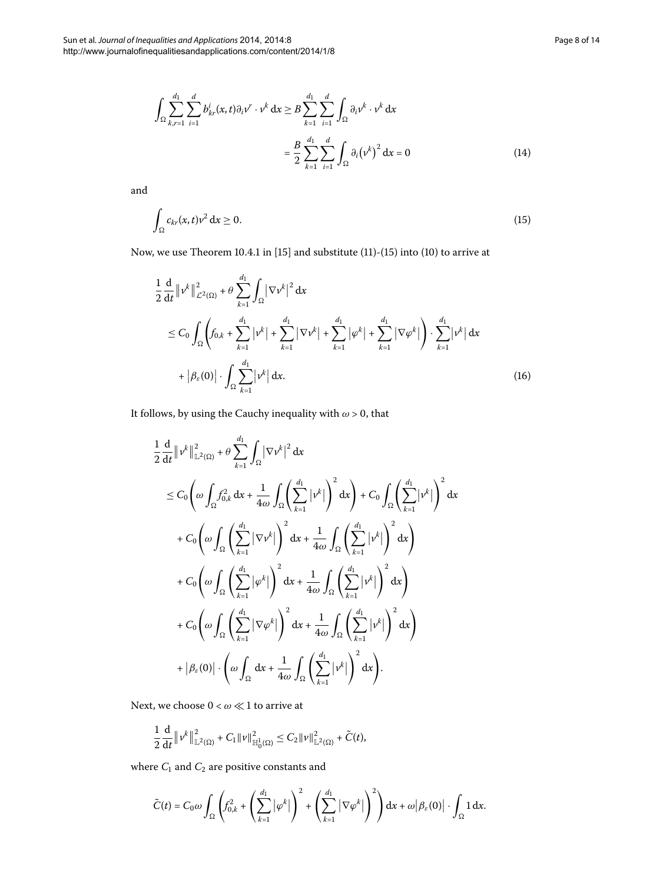$$\int_\Omega \sum_{k,r=1}^{d_1} \sum_{i=1}^{d} b_{kr}^i(x,t)\partial_i v^r \cdot v^k \,\mathrm{d}x \geq B \sum_{k=1}^{d_1} \sum_{i=1}^{d} \int_\Omega \partial_i v^k \cdot v^k \,\mathrm{d}x$$

$$= \frac{B}{2} \sum_{k=1}^{d_1} \sum_{i=1}^{d} \int_\Omega \partial_i \big(v^k\big)^2 \,\mathrm{d}x = 0 \tag{14}$$

and

$$\int_\Omega c_{kr}(x,t) v^2 \,\mathrm{d}x \geq 0. \tag{15}$$

Now, we use Theorem 10.4.1 in [15] and substitute (11)-(15) into (10) to arrive at

$$\frac{1}{2}\frac{\mathrm{d}}{\mathrm{d}t}\big\|v^k\big\|^2_{\mathcal{L}^2(\Omega)} + \theta \sum_{k=1}^{d_1} \int_\Omega \big|\nabla v^k\big|^2 \,\mathrm{d}x$$

$$\leq C_0 \int_\Omega \left( f_{0,k} + \sum_{k=1}^{d_1} \big|v^k\big| + \sum_{k=1}^{d_1} \big|\nabla v^k\big| + \sum_{k=1}^{d_1} \big|\varphi^k\big| + \sum_{k=1}^{d_1} \big|\nabla \varphi^k\big| \right) \cdot \sum_{k=1}^{d_1} \big|v^k\big| \,\mathrm{d}x$$

$$+ \big|\beta_\varepsilon(0)\big| \cdot \int_\Omega \sum_{k=1}^{d_1} \big|v^k\big| \,\mathrm{d}x. \tag{16}$$

It follows, by using the Cauchy inequality with $\omega > 0$, that

$$\frac{1}{2}\frac{\mathrm{d}}{\mathrm{d}t}\big\|v^k\big\|^2_{\mathbb{L}^2(\Omega)} + \theta \sum_{k=1}^{d_1} \int_\Omega \big|\nabla v^k\big|^2 \,\mathrm{d}x$$

$$\leq C_0 \left( \omega \int_\Omega f_{0,k}^2 \,\mathrm{d}x + \frac{1}{4\omega} \int_\Omega \left( \sum_{k=1}^{d_1} \big|v^k\big| \right)^2 \mathrm{d}x \right) + C_0 \int_\Omega \left( \sum_{k=1}^{d_1} \big|v^k\big| \right)^2 \mathrm{d}x$$

$$+ C_0 \left( \omega \int_\Omega \left( \sum_{k=1}^{d_1} \big|\nabla v^k\big| \right)^2 \mathrm{d}x + \frac{1}{4\omega} \int_\Omega \left( \sum_{k=1}^{d_1} \big|v^k\big| \right)^2 \mathrm{d}x \right)$$

$$+ C_0 \left( \omega \int_\Omega \left( \sum_{k=1}^{d_1} \big|\varphi^k\big| \right)^2 \mathrm{d}x + \frac{1}{4\omega} \int_\Omega \left( \sum_{k=1}^{d_1} \big|v^k\big| \right)^2 \mathrm{d}x \right)$$

$$+ C_0 \left( \omega \int_\Omega \left( \sum_{k=1}^{d_1} \big|\nabla \varphi^k\big| \right)^2 \mathrm{d}x + \frac{1}{4\omega} \int_\Omega \left( \sum_{k=1}^{d_1} \big|v^k\big| \right)^2 \mathrm{d}x \right)$$

$$+ \big|\beta_\varepsilon(0)\big| \cdot \left( \omega \int_\Omega \mathrm{d}x + \frac{1}{4\omega} \int_\Omega \left( \sum_{k=1}^{d_1} \big|v^k\big| \right)^2 \mathrm{d}x \right).$$

Next, we choose $0 < \omega \ll 1$ to arrive at

$$\frac{1}{2}\frac{\mathrm{d}}{\mathrm{d}t}\big\|v^k\big\|^2_{\mathbb{L}^2(\Omega)} + C_1 \|v\|^2_{\mathbb{H}^1_0(\Omega)} \leq C_2 \|v\|^2_{\mathbb{L}^2(\Omega)} + \tilde{C}(t),$$

where $C_1$ and $C_2$ are positive constants and

$$\tilde{C}(t) = C_0 \omega \int_\Omega \left( f_{0,k}^2 + \left( \sum_{k=1}^{d_1} \big|\varphi^k\big| \right)^2 + \left( \sum_{k=1}^{d_1} \big|\nabla \varphi^k\big| \right)^2 \right) \mathrm{d}x + \omega \big|\beta_\varepsilon(0)\big| \cdot \int_\Omega 1 \,\mathrm{d}x.$$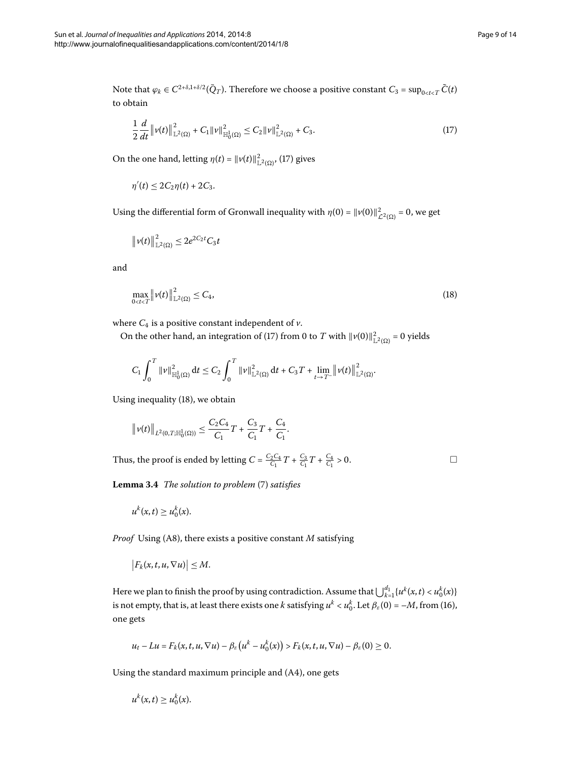Note that $\varphi_k \in C^{2+\delta,1+\delta/2}(\bar{Q}_T)$. Therefore we choose a positive constant $C_3 = \sup_{0<t<T} \tilde{C}(t)$ to obtain

$$\frac{1}{2}\frac{d}{dt}\left\|v(t)\right\|^2_{\mathbb{L}^2(\Omega)} + C_1\|v\|^2_{\mathbb{H}^1_0(\Omega)} \leq C_2\|v\|^2_{\mathbb{L}^2(\Omega)} + C_3. \tag{17}$$

On the one hand, letting $\eta(t) = \|v(t)\|^2_{\mathbb{L}^2(\Omega)}$, (17) gives

$$\eta'(t) \leq 2C_2\eta(t) + 2C_3.$$

Using the differential form of Gronwall inequality with $\eta(0) = \|v(0)\|^2_{\mathcal{L}^2(\Omega)} = 0$, we get

$$\left\|v(t)\right\|^2_{\mathbb{L}^2(\Omega)} \leq 2e^{2C_2 t}C_3 t$$

and

$$\max_{0<t<T}\left\|v(t)\right\|^2_{\mathbb{L}^2(\Omega)} \leq C_4, \tag{18}$$

where $C_4$ is a positive constant independent of $v$.

On the other hand, an integration of (17) from 0 to $T$ with $\|v(0)\|^2_{\mathbb{L}^2(\Omega)} = 0$ yields

$$C_1\int_0^T \|v\|^2_{\mathbb{H}^1_0(\Omega)}\,dt \leq C_2\int_0^T \|v\|^2_{\mathbb{L}^2(\Omega)}\,dt + C_3 T + \lim_{t\to T^-}\left\|v(t)\right\|^2_{\mathbb{L}^2(\Omega)}.$$

Using inequality (18), we obtain

$$\left\|v(t)\right\|_{L^2(0,T;\mathbb{H}^1_0(\Omega))} \leq \frac{C_2C_4}{C_1}T + \frac{C_3}{C_1}T + \frac{C_4}{C_1}.$$

Thus, the proof is ended by letting $C = \frac{C_2C_4}{C_1}T + \frac{C_3}{C_1}T + \frac{C_4}{C_1} > 0$. □

**Lemma 3.4** *The solution to problem* (7) *satisfies*

$$u^k(x,t) \geq u_0^k(x).$$

*Proof* Using (A8), there exists a positive constant $M$ satisfying

$$\left|F_k(x,t,u,\nabla u)\right| \leq M.$$

Here we plan to finish the proof by using contradiction. Assume that $\bigcup_{k=1}^{d_1}\{u^k(x,t) < u_0^k(x)\}$ is not empty, that is, at least there exists one $k$ satisfying $u^k < u_0^k$. Let $\beta_\varepsilon(0) = -M$, from (16), one gets

$$u_t - Lu = F_k(x,t,u,\nabla u) - \beta_\varepsilon\left(u^k - u_0^k(x)\right) > F_k(x,t,u,\nabla u) - \beta_\varepsilon(0) \geq 0.$$

Using the standard maximum principle and (A4), one gets

$$u^k(x,t) \geq u_0^k(x).$$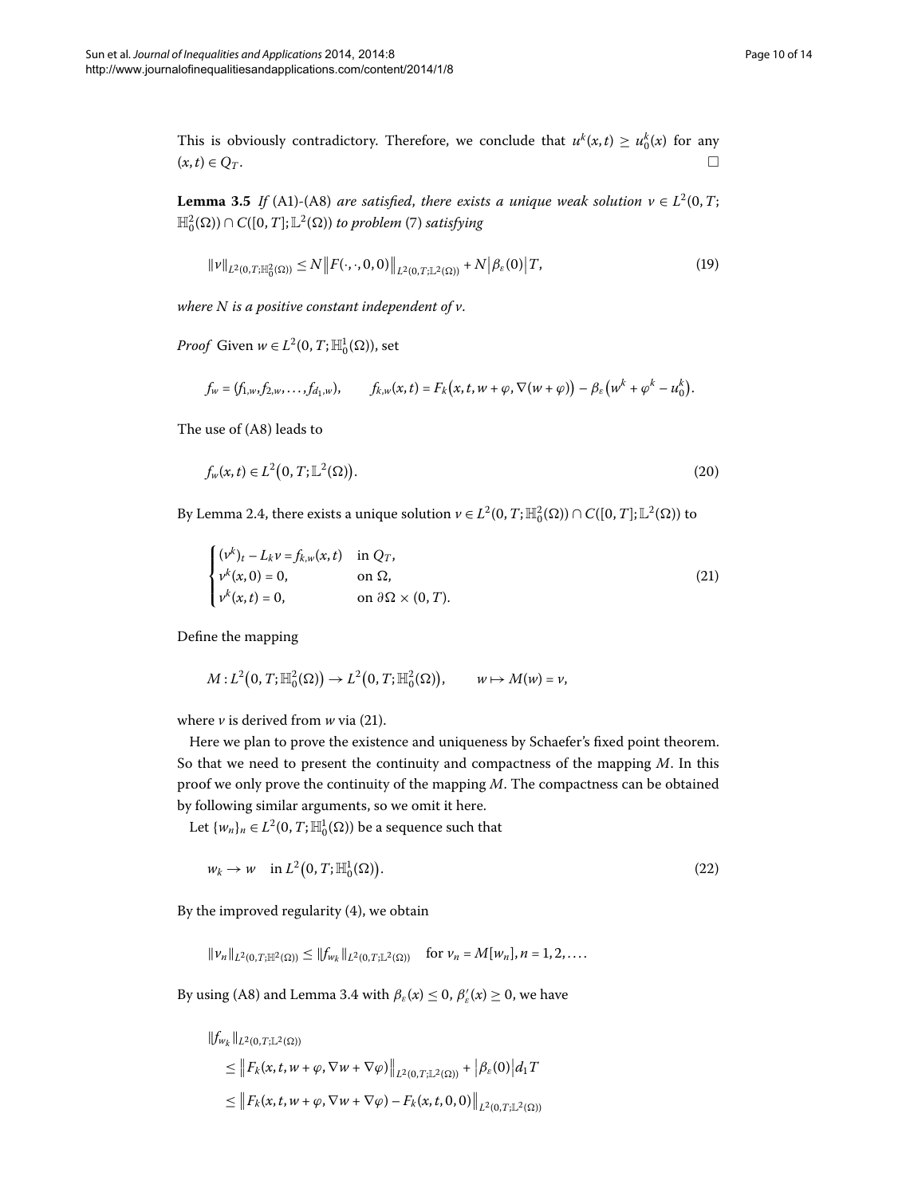This is obviously contradictory. Therefore, we conclude that $u^k(x,t) \geq u_0^k(x)$ for any $(x,t) \in Q_T$. □

**Lemma 3.5** *If* (A1)-(A8) *are satisfied, there exists a unique weak solution* $v \in L^2(0,T;\mathbb{H}_0^2(\Omega)) \cap C([0,T];\mathbb{L}^2(\Omega))$ *to problem* (7) *satisfying*

$$\|v\|_{L^2(0,T;\mathbb{H}_0^2(\Omega))} \leq N\big\|F(\cdot,\cdot,0,0)\big\|_{L^2(0,T;\mathbb{L}^2(\Omega))} + N\big|\beta_\varepsilon(0)\big|T, \tag{19}$$

*where* $N$ *is a positive constant independent of* $v$.

*Proof* Given $w \in L^2(0,T;\mathbb{H}_0^1(\Omega))$, set

$$f_w = (f_{1,w}, f_{2,w}, \ldots, f_{d_1,w}), \qquad f_{k,w}(x,t) = F_k\big(x,t,w+\varphi,\nabla(w+\varphi)\big) - \beta_\varepsilon\big(w^k + \varphi^k - u_0^k\big).$$

The use of (A8) leads to

$$f_w(x,t) \in L^2\big(0,T;\mathbb{L}^2(\Omega)\big). \tag{20}$$

By Lemma 2.4, there exists a unique solution $v \in L^2(0,T;\mathbb{H}_0^2(\Omega)) \cap C([0,T];\mathbb{L}^2(\Omega))$ to

$$\begin{cases} (v^k)_t - L_k v = f_{k,w}(x,t) & \text{in } Q_T, \\ v^k(x,0) = 0, & \text{on } \Omega, \\ v^k(x,t) = 0, & \text{on } \partial\Omega \times (0,T). \end{cases} \tag{21}$$

Define the mapping

$$M : L^2\big(0,T;\mathbb{H}_0^2(\Omega)\big) \to L^2\big(0,T;\mathbb{H}_0^2(\Omega)\big), \qquad w \mapsto M(w) = v,$$

where $v$ is derived from $w$ via (21).

Here we plan to prove the existence and uniqueness by Schaefer's fixed point theorem. So that we need to present the continuity and compactness of the mapping $M$. In this proof we only prove the continuity of the mapping $M$. The compactness can be obtained by following similar arguments, so we omit it here.

Let $\{w_n\}_n \in L^2(0,T;\mathbb{H}_0^1(\Omega))$ be a sequence such that

$$w_k \to w \quad \text{in } L^2\big(0,T;\mathbb{H}_0^1(\Omega)\big). \tag{22}$$

By the improved regularity (4), we obtain

$$\|v_n\|_{L^2(0,T;\mathbb{H}^2(\Omega))} \leq \|f_{w_k}\|_{L^2(0,T;\mathbb{L}^2(\Omega))} \quad \text{for } v_n = M[w_n], n = 1,2,\ldots.$$

By using (A8) and Lemma 3.4 with $\beta_\varepsilon(x) \leq 0$, $\beta_\varepsilon'(x) \geq 0$, we have

$$\begin{aligned}
&\|f_{w_k}\|_{L^2(0,T;\mathbb{L}^2(\Omega))} \\
&\quad \leq \big\|F_k(x,t,w+\varphi,\nabla w + \nabla\varphi)\big\|_{L^2(0,T;\mathbb{L}^2(\Omega))} + \big|\beta_\varepsilon(0)\big|d_1 T \\
&\quad \leq \big\|F_k(x,t,w+\varphi,\nabla w + \nabla\varphi) - F_k(x,t,0,0)\big\|_{L^2(0,T;\mathbb{L}^2(\Omega))}
\end{aligned}$$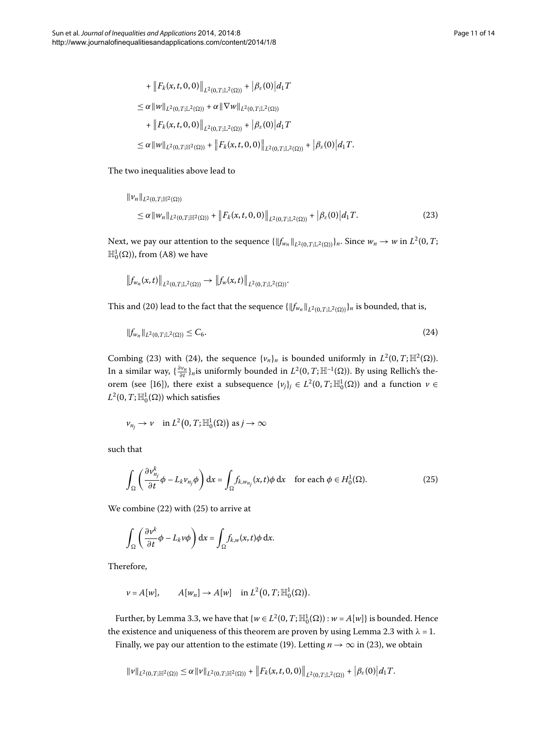$$
\begin{aligned}
&+ \left\| F_k(x,t,0,0) \right\|_{L^2(0,T;\mathbb{L}^2(\Omega))} + \left| \beta_\varepsilon(0) \right| d_1 T \\
&\leq \alpha \|w\|_{L^2(0,T;\mathbb{L}^2(\Omega))} + \alpha \|\nabla w\|_{L^2(0,T;\mathbb{L}^2(\Omega))} \\
&\quad + \left\| F_k(x,t,0,0) \right\|_{L^2(0,T;\mathbb{L}^2(\Omega))} + \left| \beta_\varepsilon(0) \right| d_1 T \\
&\leq \alpha \|w\|_{L^2(0,T;\mathbb{H}^2(\Omega))} + \left\| F_k(x,t,0,0) \right\|_{L^2(0,T;\mathbb{L}^2(\Omega))} + \left| \beta_\varepsilon(0) \right| d_1 T.
\end{aligned}
$$

The two inequalities above lead to

$$
\begin{aligned}
&\|v_n\|_{L^2(0,T;\mathbb{H}^2(\Omega))} \\
&\quad \leq \alpha \|w_n\|_{L^2(0,T;\mathbb{H}^2(\Omega))} + \left\| F_k(x,t,0,0) \right\|_{L^2(0,T;\mathbb{L}^2(\Omega))} + \left| \beta_\varepsilon(0) \right| d_1 T. \qquad (23)
\end{aligned}
$$

Next, we pay our attention to the sequence $\{\|f_{w_n}\|_{L^2(0,T;\mathbb{L}^2(\Omega))}\}_n$. Since $w_n \to w$ in $L^2(0,T;\mathbb{H}_0^1(\Omega))$, from (A8) we have

$$
\left\| f_{w_n}(x,t) \right\|_{L^2(0,T;\mathbb{L}^2(\Omega))} \to \left\| f_w(x,t) \right\|_{L^2(0,T;\mathbb{L}^2(\Omega))}.
$$

This and (20) lead to the fact that the sequence $\{\|f_{w_n}\|_{L^2(0,T;\mathbb{L}^2(\Omega))}\}_n$ is bounded, that is,

$$
\|f_{w_n}\|_{L^2(0,T;\mathbb{L}^2(\Omega))} \leq C_6. \qquad (24)
$$

Combing (23) with (24), the sequence $\{v_n\}_n$ is bounded uniformly in $L^2(0,T;\mathbb{H}^2(\Omega))$. In a similar way, $\{\frac{\partial v_n}{\partial t}\}_n$is uniformly bounded in $L^2(0,T;\mathbb{H}^{-1}(\Omega))$. By using Rellich's theorem (see [16]), there exist a subsequence $\{v_j\}_j \in L^2(0,T;\mathbb{H}_0^1(\Omega))$ and a function $v \in L^2(0,T;\mathbb{H}_0^1(\Omega))$ which satisfies

$$
v_{n_j} \to v \quad \text{in } L^2\big(0,T;\mathbb{H}_0^1(\Omega)\big) \text{ as } j \to \infty
$$

such that

$$
\int_\Omega \left( \frac{\partial v_{n_j}^k}{\partial t} \phi - L_k v_{n_j} \phi \right) \mathrm{d}x = \int_\Omega f_{k,w_{n_j}}(x,t) \phi \, \mathrm{d}x \quad \text{for each } \phi \in H_0^1(\Omega). \qquad (25)
$$

We combine (22) with (25) to arrive at

$$
\int_\Omega \left( \frac{\partial v^k}{\partial t} \phi - L_k v \phi \right) \mathrm{d}x = \int_\Omega f_{k,w}(x,t) \phi \, \mathrm{d}x.
$$

Therefore,

$$
v = A[w], \qquad A[w_n] \to A[w] \quad \text{in } L^2\big(0,T;\mathbb{H}_0^1(\Omega)\big).
$$

Further, by Lemma 3.3, we have that $\{w \in L^2(0,T;\mathbb{H}_0^1(\Omega)) : w = A[w]\}$ is bounded. Hence the existence and uniqueness of this theorem are proven by using Lemma 2.3 with $\lambda = 1$.

Finally, we pay our attention to the estimate (19). Letting $n \to \infty$ in (23), we obtain

$$
\|v\|_{L^2(0,T;\mathbb{H}^2(\Omega))} \leq \alpha \|v\|_{L^2(0,T;\mathbb{H}^2(\Omega))} + \left\| F_k(x,t,0,0) \right\|_{L^2(0,T;\mathbb{L}^2(\Omega))} + \left| \beta_\varepsilon(0) \right| d_1 T.
$$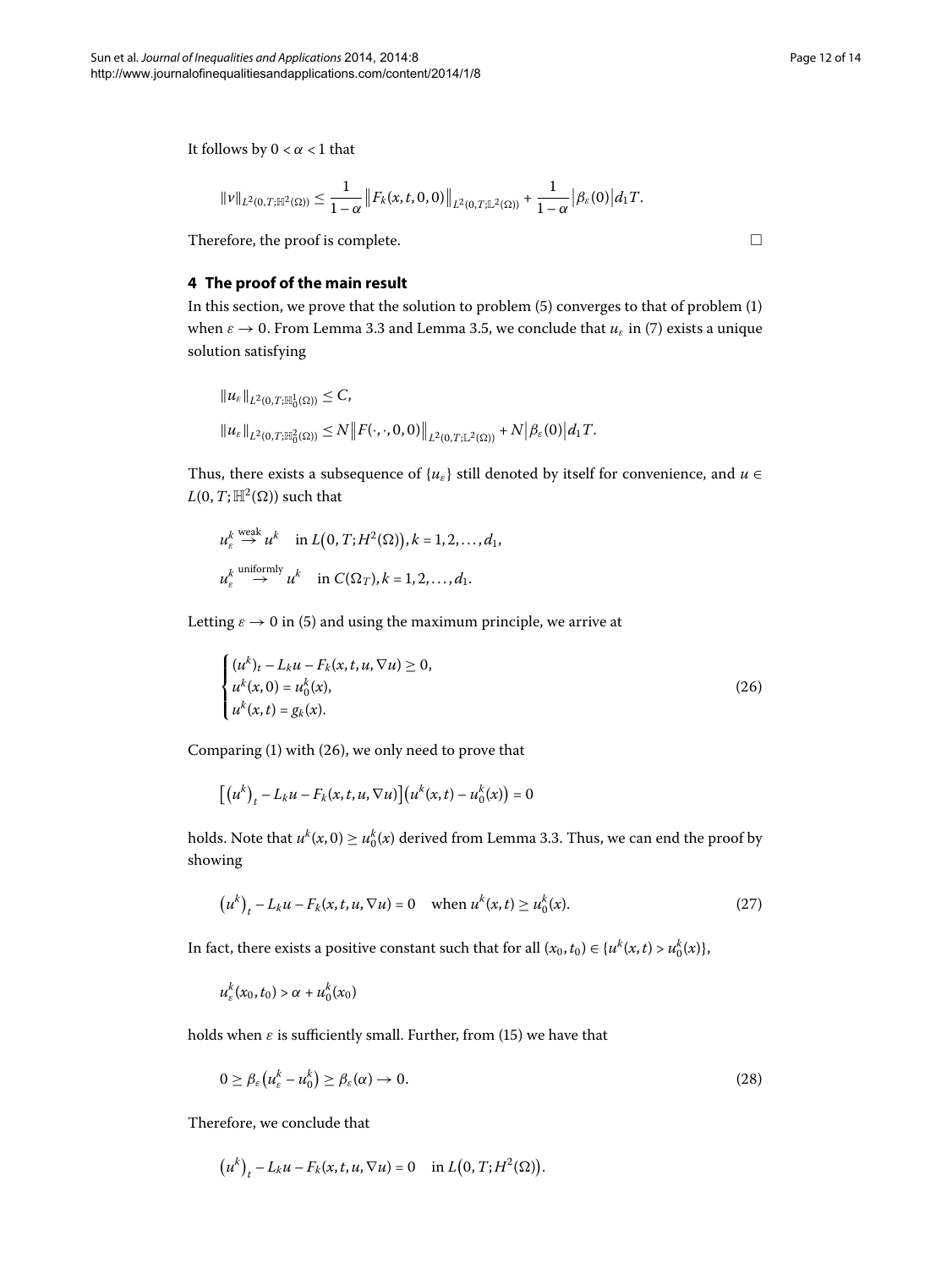It follows by $0 < \alpha < 1$ that

$$\|v\|_{L^2(0,T;\mathbb{H}^2(\Omega))} \leq \frac{1}{1-\alpha}\left\|F_k(x,t,0,0)\right\|_{L^2(0,T;\mathbb{L}^2(\Omega))} + \frac{1}{1-\alpha}\left|\beta_\varepsilon(0)\right|d_1 T.$$

Therefore, the proof is complete. □

## 4 The proof of the main result

In this section, we prove that the solution to problem (5) converges to that of problem (1) when $\varepsilon \to 0$. From Lemma 3.3 and Lemma 3.5, we conclude that $u_\varepsilon$ in (7) exists a unique solution satisfying

$$\|u_\varepsilon\|_{L^2(0,T;\mathbb{H}^1_0(\Omega))} \leq C,$$

$$\|u_\varepsilon\|_{L^2(0,T;\mathbb{H}^2_0(\Omega))} \leq N\left\|F(\cdot,\cdot,0,0)\right\|_{L^2(0,T;\mathbb{L}^2(\Omega))} + N\left|\beta_\varepsilon(0)\right|d_1 T.$$

Thus, there exists a subsequence of $\{u_\varepsilon\}$ still denoted by itself for convenience, and $u \in L(0,T;\mathbb{H}^2(\Omega))$ such that

$$u^k_\varepsilon \overset{\text{weak}}{\to} u^k \quad \text{in } L\big(0,T;H^2(\Omega)\big), k = 1,2,\ldots,d_1,$$

$$u^k_\varepsilon \overset{\text{uniformly}}{\to} u^k \quad \text{in } C(\Omega_T), k = 1,2,\ldots,d_1.$$

Letting $\varepsilon \to 0$ in (5) and using the maximum principle, we arrive at

$$\begin{cases} (u^k)_t - L_k u - F_k(x,t,u,\nabla u) \geq 0, \\ u^k(x,0) = u^k_0(x), \\ u^k(x,t) = g_k(x). \end{cases} \tag{26}$$

Comparing (1) with (26), we only need to prove that

$$\left[\left(u^k\right)_t - L_k u - F_k(x,t,u,\nabla u)\right]\left(u^k(x,t) - u^k_0(x)\right) = 0$$

holds. Note that $u^k(x,0) \geq u^k_0(x)$ derived from Lemma 3.3. Thus, we can end the proof by showing

$$\left(u^k\right)_t - L_k u - F_k(x,t,u,\nabla u) = 0 \quad \text{when } u^k(x,t) \geq u^k_0(x). \tag{27}$$

In fact, there exists a positive constant such that for all $(x_0,t_0) \in \{u^k(x,t) > u^k_0(x)\}$,

$$u^k_\varepsilon(x_0,t_0) > \alpha + u^k_0(x_0)$$

holds when $\varepsilon$ is sufficiently small. Further, from (15) we have that

$$0 \geq \beta_\varepsilon\left(u^k_\varepsilon - u^k_0\right) \geq \beta_\varepsilon(\alpha) \to 0. \tag{28}$$

Therefore, we conclude that

$$\left(u^k\right)_t - L_k u - F_k(x,t,u,\nabla u) = 0 \quad \text{in } L\big(0,T;H^2(\Omega)\big).$$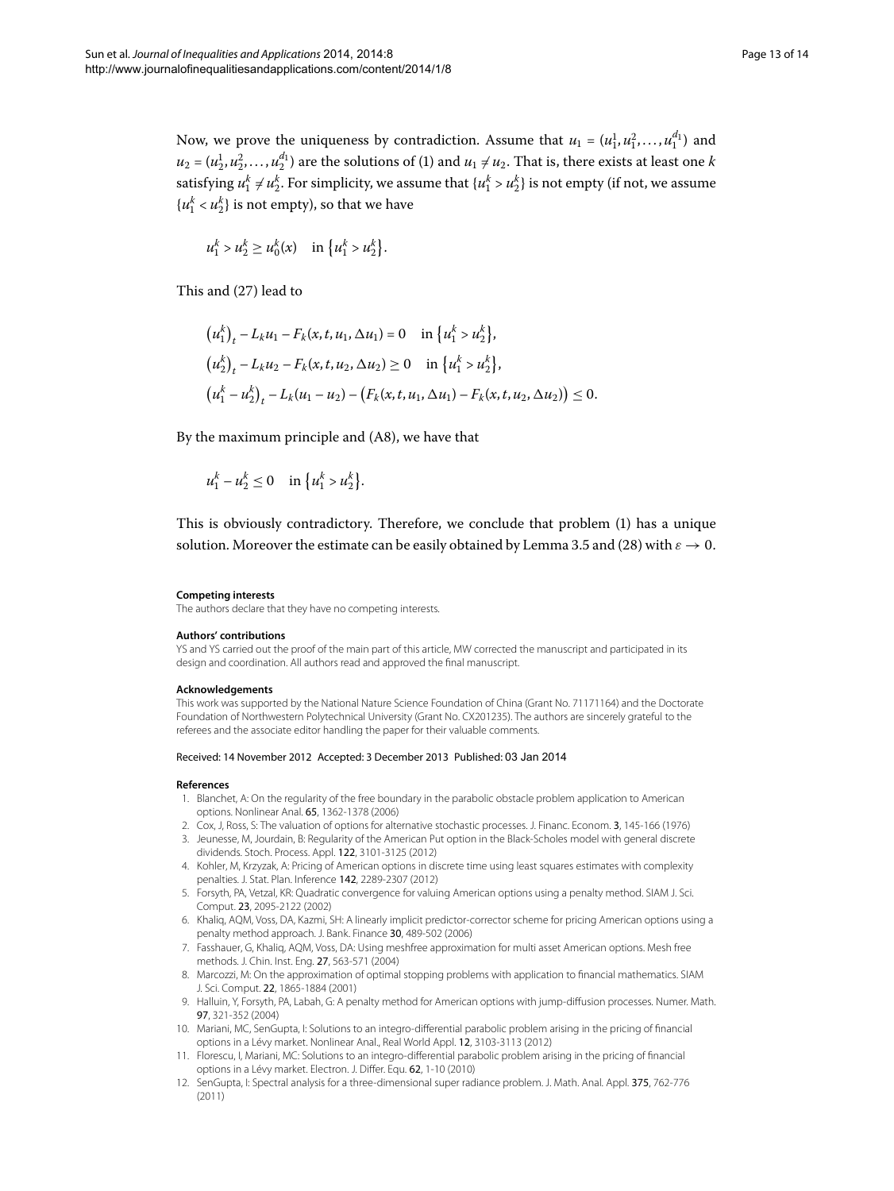Now, we prove the uniqueness by contradiction. Assume that $u_1 = (u_1^1, u_1^2, \ldots, u_1^{d_1})$ and $u_2 = (u_2^1, u_2^2, \ldots, u_2^{d_1})$ are the solutions of (1) and $u_1 \neq u_2$. That is, there exists at least one $k$ satisfying $u_1^k \neq u_2^k$. For simplicity, we assume that $\{u_1^k > u_2^k\}$ is not empty (if not, we assume $\{u_1^k < u_2^k\}$ is not empty), so that we have

$$u_1^k > u_2^k \geq u_0^k(x) \quad \text{in } \{u_1^k > u_2^k\}.$$

This and (27) lead to

$$\begin{aligned}
&(u_1^k)_t - L_k u_1 - F_k(x, t, u_1, \Delta u_1) = 0 \quad \text{in } \{u_1^k > u_2^k\}, \\
&(u_2^k)_t - L_k u_2 - F_k(x, t, u_2, \Delta u_2) \geq 0 \quad \text{in } \{u_1^k > u_2^k\}, \\
&(u_1^k - u_2^k)_t - L_k(u_1 - u_2) - \bigl(F_k(x, t, u_1, \Delta u_1) - F_k(x, t, u_2, \Delta u_2)\bigr) \leq 0.
\end{aligned}$$

By the maximum principle and (A8), we have that

$$u_1^k - u_2^k \leq 0 \quad \text{in } \{u_1^k > u_2^k\}.$$

This is obviously contradictory. Therefore, we conclude that problem (1) has a unique solution. Moreover the estimate can be easily obtained by Lemma 3.5 and (28) with $\varepsilon \to 0$.

#### Competing interests

The authors declare that they have no competing interests.

#### Authors' contributions

YS and YS carried out the proof of the main part of this article, MW corrected the manuscript and participated in its design and coordination. All authors read and approved the final manuscript.

#### Acknowledgements

This work was supported by the National Nature Science Foundation of China (Grant No. 71171164) and the Doctorate Foundation of Northwestern Polytechnical University (Grant No. CX201235). The authors are sincerely grateful to the referees and the associate editor handling the paper for their valuable comments.

Received: 14 November 2012 Accepted: 3 December 2013 Published: 03 Jan 2014

#### References

1. Blanchet, A: On the regularity of the free boundary in the parabolic obstacle problem application to American options. Nonlinear Anal. **65**, 1362-1378 (2006)
2. Cox, J, Ross, S: The valuation of options for alternative stochastic processes. J. Financ. Econom. **3**, 145-166 (1976)
3. Jeunesse, M, Jourdain, B: Regularity of the American Put option in the Black-Scholes model with general discrete dividends. Stoch. Process. Appl. **122**, 3101-3125 (2012)
4. Kohler, M, Krzyzak, A: Pricing of American options in discrete time using least squares estimates with complexity penalties. J. Stat. Plan. Inference **142**, 2289-2307 (2012)
5. Forsyth, PA, Vetzal, KR: Quadratic convergence for valuing American options using a penalty method. SIAM J. Sci. Comput. **23**, 2095-2122 (2002)
6. Khaliq, AQM, Voss, DA, Kazmi, SH: A linearly implicit predictor-corrector scheme for pricing American options using a penalty method approach. J. Bank. Finance **30**, 489-502 (2006)
7. Fasshauer, G, Khaliq, AQM, Voss, DA: Using meshfree approximation for multi asset American options. Mesh free methods. J. Chin. Inst. Eng. **27**, 563-571 (2004)
8. Marcozzi, M: On the approximation of optimal stopping problems with application to financial mathematics. SIAM J. Sci. Comput. **22**, 1865-1884 (2001)
9. Halluin, Y, Forsyth, PA, Labah, G: A penalty method for American options with jump-diffusion processes. Numer. Math. **97**, 321-352 (2004)
10. Mariani, MC, SenGupta, I: Solutions to an integro-differential parabolic problem arising in the pricing of financial options in a Lévy market. Nonlinear Anal., Real World Appl. **12**, 3103-3113 (2012)
11. Florescu, I, Mariani, MC: Solutions to an integro-differential parabolic problem arising in the pricing of financial options in a Lévy market. Electron. J. Differ. Equ. **62**, 1-10 (2010)
12. SenGupta, I: Spectral analysis for a three-dimensional super radiance problem. J. Math. Anal. Appl. **375**, 762-776 (2011)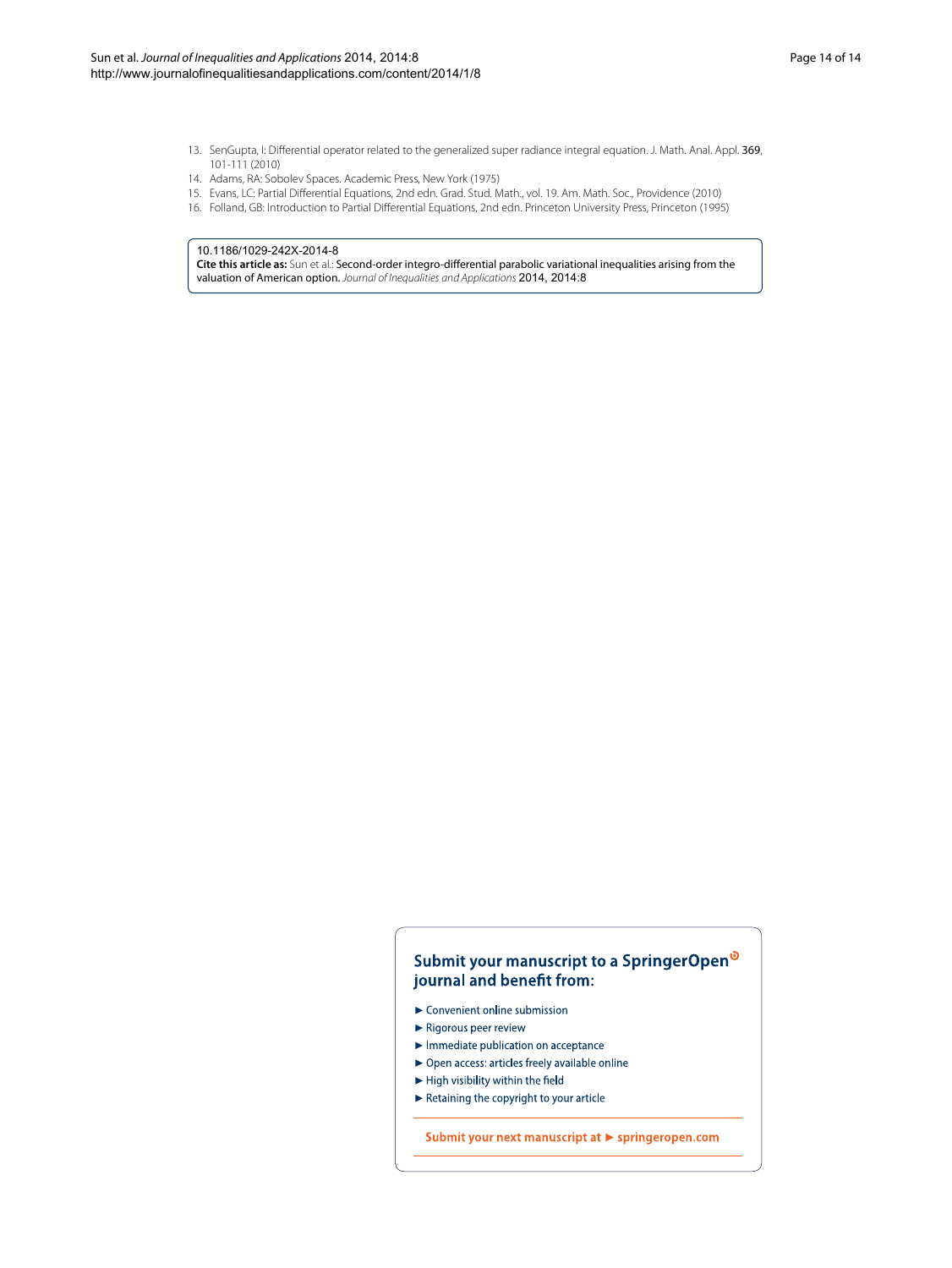13. SenGupta, I: Differential operator related to the generalized super radiance integral equation. J. Math. Anal. Appl. **369**, 101-111 (2010)
14. Adams, RA: Sobolev Spaces. Academic Press, New York (1975)
15. Evans, LC: Partial Differential Equations, 2nd edn. Grad. Stud. Math., vol. 19. Am. Math. Soc., Providence (2010)
16. Folland, GB: Introduction to Partial Differential Equations, 2nd edn. Princeton University Press, Princeton (1995)

10.1186/1029-242X-2014-8
**Cite this article as:** Sun et al.: Second-order integro-differential parabolic variational inequalities arising from the valuation of American option. *Journal of Inequalities and Applications* 2014, 2014:8

**Submit your manuscript to a SpringerOpen journal and benefit from:**

- ► Convenient online submission
- ► Rigorous peer review
- ► Immediate publication on acceptance
- ► Open access: articles freely available online
- ► High visibility within the field
- ► Retaining the copyright to your article

**Submit your next manuscript at ► springeropen.com**